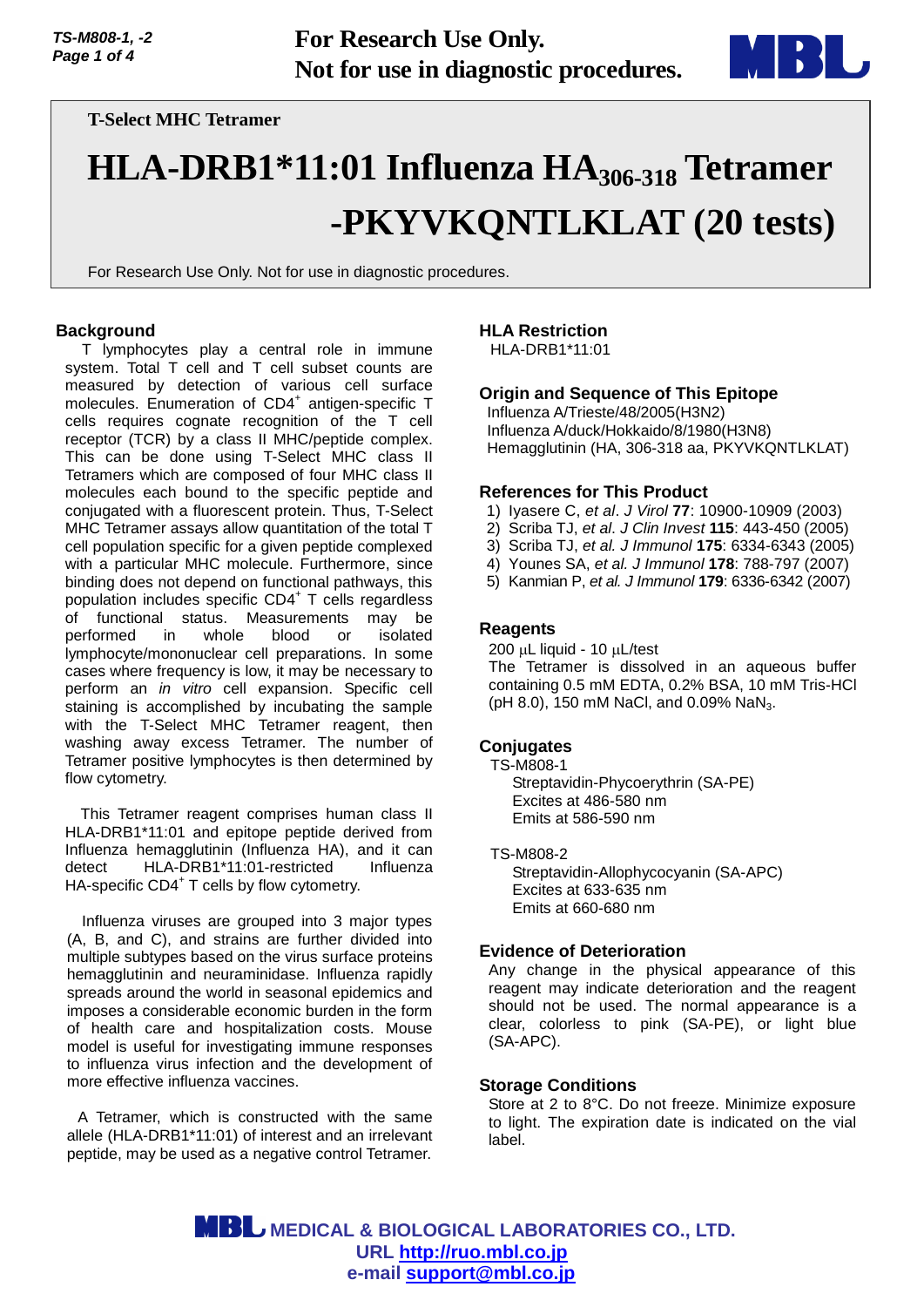For Research Use Only.
Not for use in diagnostic procedures.

T-Select MHC Tetramer

# HLA-DRB1*11:01 Influenza $HA_{306\text{-}318}$ Tetramer -PKYVKQNTLKLAT (20 tests)

For Research Use Only. Not for use in diagnostic procedures.

## Background

T lymphocytes play a central role in immune system. Total T cell and T cell subset counts are measured by detection of various cell surface molecules. Enumeration of $CD4^+$ antigen-specific T cells requires cognate recognition of the T cell receptor (TCR) by a class II MHC/peptide complex. This can be done using T-Select MHC class II Tetramers which are composed of four MHC class II molecules each bound to the specific peptide and conjugated with a fluorescent protein. Thus, T-Select MHC Tetramer assays allow quantitation of the total T cell population specific for a given peptide complexed with a particular MHC molecule. Furthermore, since binding does not depend on functional pathways, this population includes specific $CD4^+$ T cells regardless of functional status. Measurements may be performed in whole blood or isolated lymphocyte/mononuclear cell preparations. In some cases where frequency is low, it may be necessary to perform an *in vitro* cell expansion. Specific cell staining is accomplished by incubating the sample with the T-Select MHC Tetramer reagent, then washing away excess Tetramer. The number of Tetramer positive lymphocytes is then determined by flow cytometry.

This Tetramer reagent comprises human class II HLA-DRB1*11:01 and epitope peptide derived from Influenza hemagglutinin (Influenza HA), and it can detect HLA-DRB1*11:01-restricted Influenza HA-specific $CD4^+$ T cells by flow cytometry.

Influenza viruses are grouped into 3 major types (A, B, and C), and strains are further divided into multiple subtypes based on the virus surface proteins hemagglutinin and neuraminidase. Influenza rapidly spreads around the world in seasonal epidemics and imposes a considerable economic burden in the form of health care and hospitalization costs. Mouse model is useful for investigating immune responses to influenza virus infection and the development of more effective influenza vaccines.

A Tetramer, which is constructed with the same allele (HLA-DRB1*11:01) of interest and an irrelevant peptide, may be used as a negative control Tetramer.

## HLA Restriction

HLA-DRB1*11:01

## Origin and Sequence of This Epitope

Influenza A/Trieste/48/2005(H3N2)
Influenza A/duck/Hokkaido/8/1980(H3N8)
Hemagglutinin (HA, 306-318 aa, PKYVKQNTLKLAT)

## References for This Product

1) Iyasere C, *et al*. *J Virol* **77**: 10900-10909 (2003)
2) Scriba TJ, *et al*. *J Clin Invest* **115**: 443-450 (2005)
3) Scriba TJ, *et al. J Immunol* **175**: 6334-6343 (2005)
4) Younes SA, *et al. J Immunol* **178**: 788-797 (2007)
5) Kanmian P, *et al. J Immunol* **179**: 6336-6342 (2007)

## Reagents

200 μL liquid - 10 μL/test
The Tetramer is dissolved in an aqueous buffer containing 0.5 mM EDTA, 0.2% BSA, 10 mM Tris-HCl (pH 8.0), 150 mM NaCl, and 0.09% $NaN_3$.

## Conjugates

TS-M808-1
Streptavidin-Phycoerythrin (SA-PE)
Excites at 486-580 nm
Emits at 586-590 nm

TS-M808-2
Streptavidin-Allophycocyanin (SA-APC)
Excites at 633-635 nm
Emits at 660-680 nm

## Evidence of Deterioration

Any change in the physical appearance of this reagent may indicate deterioration and the reagent should not be used. The normal appearance is a clear, colorless to pink (SA-PE), or light blue (SA-APC).

## Storage Conditions

Store at 2 to 8°C. Do not freeze. Minimize exposure to light. The expiration date is indicated on the vial label.

MEDICAL & BIOLOGICAL LABORATORIES CO., LTD.
URL http://ruo.mbl.co.jp
e-mail support@mbl.co.jp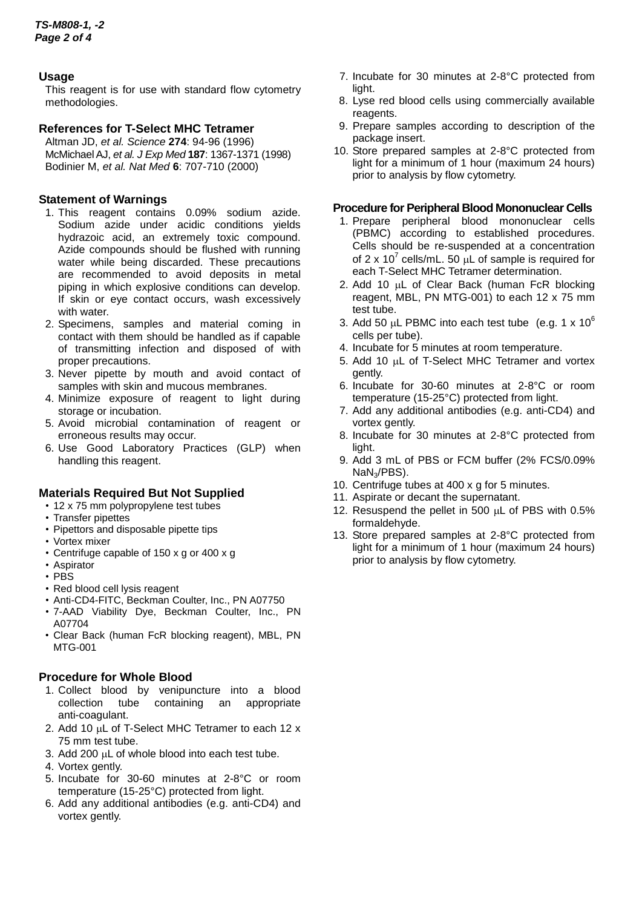## Usage

This reagent is for use with standard flow cytometry methodologies.

## References for T-Select MHC Tetramer

Altman JD, *et al. Science* **274**: 94-96 (1996)
McMichael AJ, *et al. J Exp Med* **187**: 1367-1371 (1998)
Bodinier M, *et al. Nat Med* **6**: 707-710 (2000)

## Statement of Warnings

1. This reagent contains 0.09% sodium azide. Sodium azide under acidic conditions yields hydrazoic acid, an extremely toxic compound. Azide compounds should be flushed with running water while being discarded. These precautions are recommended to avoid deposits in metal piping in which explosive conditions can develop. If skin or eye contact occurs, wash excessively with water.
2. Specimens, samples and material coming in contact with them should be handled as if capable of transmitting infection and disposed of with proper precautions.
3. Never pipette by mouth and avoid contact of samples with skin and mucous membranes.
4. Minimize exposure of reagent to light during storage or incubation.
5. Avoid microbial contamination of reagent or erroneous results may occur.
6. Use Good Laboratory Practices (GLP) when handling this reagent.

## Materials Required But Not Supplied

- 12 x 75 mm polypropylene test tubes
- Transfer pipettes
- Pipettors and disposable pipette tips
- Vortex mixer
- Centrifuge capable of 150 x g or 400 x g
- Aspirator
- PBS
- Red blood cell lysis reagent
- Anti-CD4-FITC, Beckman Coulter, Inc., PN A07750
- 7-AAD Viability Dye, Beckman Coulter, Inc., PN A07704
- Clear Back (human FcR blocking reagent), MBL, PN MTG-001

## Procedure for Whole Blood

1. Collect blood by venipuncture into a blood collection tube containing an appropriate anti-coagulant.
2. Add 10 μL of T-Select MHC Tetramer to each 12 x 75 mm test tube.
3. Add 200 μL of whole blood into each test tube.
4. Vortex gently.
5. Incubate for 30-60 minutes at 2-8°C or room temperature (15-25°C) protected from light.
6. Add any additional antibodies (e.g. anti-CD4) and vortex gently.
7. Incubate for 30 minutes at 2-8°C protected from light.
8. Lyse red blood cells using commercially available reagents.
9. Prepare samples according to description of the package insert.
10. Store prepared samples at 2-8°C protected from light for a minimum of 1 hour (maximum 24 hours) prior to analysis by flow cytometry.

## Procedure for Peripheral Blood Mononuclear Cells

1. Prepare peripheral blood mononuclear cells (PBMC) according to established procedures. Cells should be re-suspended at a concentration of $2 \times 10^7$ cells/mL. 50 μL of sample is required for each T-Select MHC Tetramer determination.
2. Add 10 μL of Clear Back (human FcR blocking reagent, MBL, PN MTG-001) to each 12 x 75 mm test tube.
3. Add 50 μL PBMC into each test tube (e.g. $1 \times 10^6$ cells per tube).
4. Incubate for 5 minutes at room temperature.
5. Add 10 μL of T-Select MHC Tetramer and vortex gently.
6. Incubate for 30-60 minutes at 2-8°C or room temperature (15-25°C) protected from light.
7. Add any additional antibodies (e.g. anti-CD4) and vortex gently.
8. Incubate for 30 minutes at 2-8°C protected from light.
9. Add 3 mL of PBS or FCM buffer (2% FCS/0.09% $NaN_3$/PBS).
10. Centrifuge tubes at 400 x g for 5 minutes.
11. Aspirate or decant the supernatant.
12. Resuspend the pellet in 500 μL of PBS with 0.5% formaldehyde.
13. Store prepared samples at 2-8°C protected from light for a minimum of 1 hour (maximum 24 hours) prior to analysis by flow cytometry.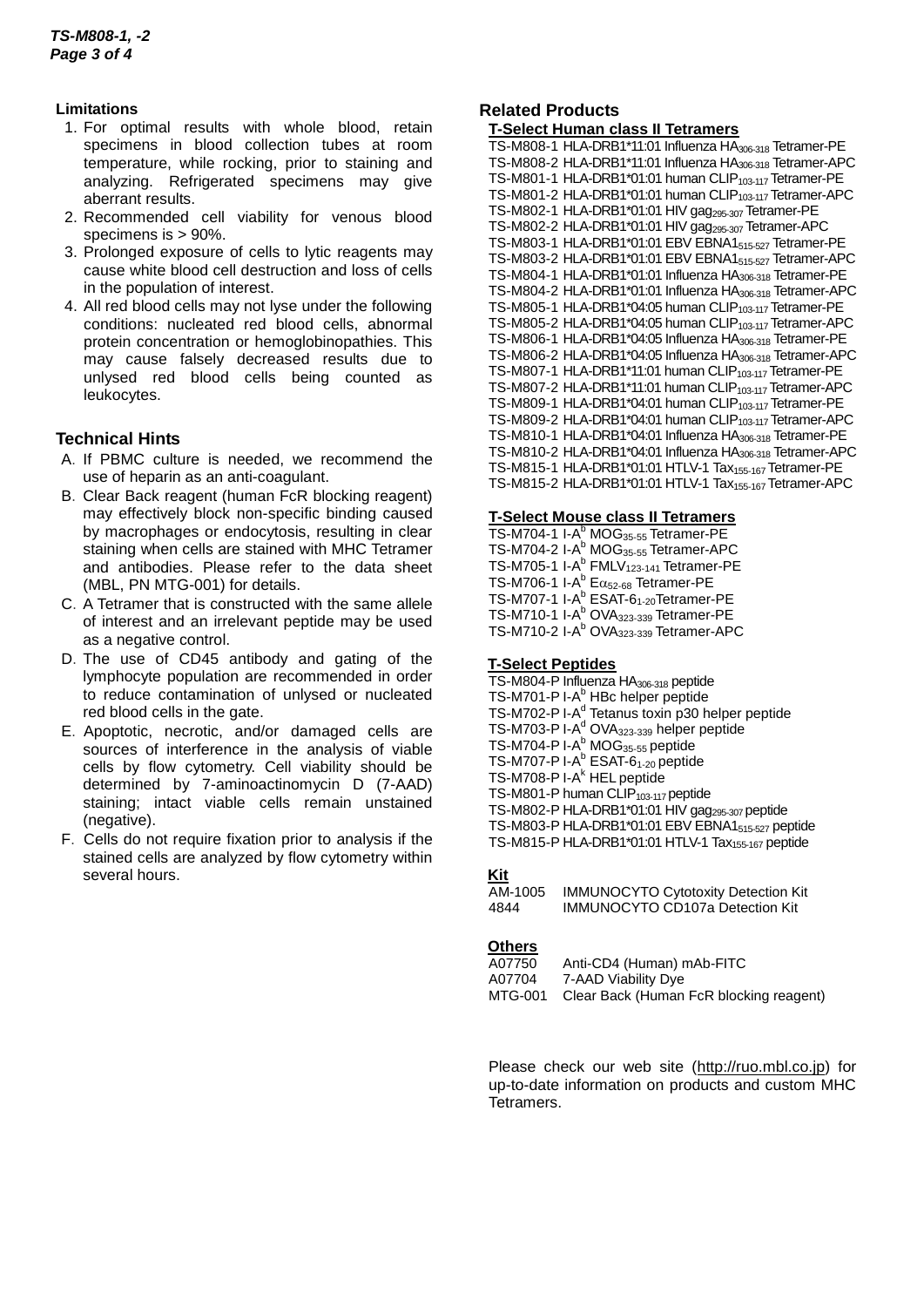## Limitations

1. For optimal results with whole blood, retain specimens in blood collection tubes at room temperature, while rocking, prior to staining and analyzing. Refrigerated specimens may give aberrant results.
2. Recommended cell viability for venous blood specimens is > 90%.
3. Prolonged exposure of cells to lytic reagents may cause white blood cell destruction and loss of cells in the population of interest.
4. All red blood cells may not lyse under the following conditions: nucleated red blood cells, abnormal protein concentration or hemoglobinopathies. This may cause falsely decreased results due to unlysed red blood cells being counted as leukocytes.

## Technical Hints

A. If PBMC culture is needed, we recommend the use of heparin as an anti-coagulant.

B. Clear Back reagent (human FcR blocking reagent) may effectively block non-specific binding caused by macrophages or endocytosis, resulting in clear staining when cells are stained with MHC Tetramer and antibodies. Please refer to the data sheet (MBL, PN MTG-001) for details.

C. A Tetramer that is constructed with the same allele of interest and an irrelevant peptide may be used as a negative control.

D. The use of CD45 antibody and gating of the lymphocyte population are recommended in order to reduce contamination of unlysed or nucleated red blood cells in the gate.

E. Apoptotic, necrotic, and/or damaged cells are sources of interference in the analysis of viable cells by flow cytometry. Cell viability should be determined by 7-aminoactinomycin D (7-AAD) staining; intact viable cells remain unstained (negative).

F. Cells do not require fixation prior to analysis if the stained cells are analyzed by flow cytometry within several hours.

## Related Products

### T-Select Human class II Tetramers

TS-M808-1 HLA-DRB1*11:01 Influenza $HA_{306-318}$ Tetramer-PE
TS-M808-2 HLA-DRB1*11:01 Influenza $HA_{306-318}$ Tetramer-APC
TS-M801-1 HLA-DRB1*01:01 human $CLIP_{103-117}$ Tetramer-PE
TS-M801-2 HLA-DRB1*01:01 human $CLIP_{103-117}$ Tetramer-APC
TS-M802-1 HLA-DRB1*01:01 HIV $gag_{295-307}$ Tetramer-PE
TS-M802-2 HLA-DRB1*01:01 HIV $gag_{295-307}$ Tetramer-APC
TS-M803-1 HLA-DRB1*01:01 EBV $EBNA1_{515-527}$ Tetramer-PE
TS-M803-2 HLA-DRB1*01:01 EBV $EBNA1_{515-527}$ Tetramer-APC
TS-M804-1 HLA-DRB1*01:01 Influenza $HA_{306-318}$ Tetramer-PE
TS-M804-2 HLA-DRB1*01:01 Influenza $HA_{306-318}$ Tetramer-APC
TS-M805-1 HLA-DRB1*04:05 human $CLIP_{103-117}$ Tetramer-PE
TS-M805-2 HLA-DRB1*04:05 human $CLIP_{103-117}$ Tetramer-APC
TS-M806-1 HLA-DRB1*04:05 Influenza $HA_{306-318}$ Tetramer-PE
TS-M806-2 HLA-DRB1*04:05 Influenza $HA_{306-318}$ Tetramer-APC
TS-M807-1 HLA-DRB1*11:01 human $CLIP_{103-117}$ Tetramer-PE
TS-M807-2 HLA-DRB1*11:01 human $CLIP_{103-117}$ Tetramer-APC
TS-M809-1 HLA-DRB1*04:01 human $CLIP_{103-117}$ Tetramer-PE
TS-M809-2 HLA-DRB1*04:01 human $CLIP_{103-117}$ Tetramer-APC
TS-M810-1 HLA-DRB1*04:01 Influenza $HA_{306-318}$ Tetramer-PE
TS-M810-2 HLA-DRB1*04:01 Influenza $HA_{306-318}$ Tetramer-APC
TS-M815-1 HLA-DRB1*01:01 HTLV-1 $Tax_{155-167}$ Tetramer-PE
TS-M815-2 HLA-DRB1*01:01 HTLV-1 $Tax_{155-167}$ Tetramer-APC

### T-Select Mouse class II Tetramers

TS-M704-1 I-$A^b$ $MOG_{35-55}$ Tetramer-PE
TS-M704-2 I-$A^b$ $MOG_{35-55}$ Tetramer-APC
TS-M705-1 I-$A^b$ $FMLV_{123-141}$ Tetramer-PE
TS-M706-1 I-$A^b$ $E\alpha_{52-68}$ Tetramer-PE
TS-M707-1 I-$A^b$ ESAT-$6_{1-20}$Tetramer-PE
TS-M710-1 I-$A^b$ $OVA_{323-339}$ Tetramer-PE
TS-M710-2 I-$A^b$ $OVA_{323-339}$ Tetramer-APC

### T-Select Peptides

TS-M804-P Influenza $HA_{306-318}$ peptide
TS-M701-P I-$A^b$ HBc helper peptide
TS-M702-P I-$A^d$ Tetanus toxin p30 helper peptide
TS-M703-P I-$A^d$ $OVA_{323-339}$ helper peptide
TS-M704-P I-$A^b$ $MOG_{35-55}$ peptide
TS-M707-P I-$A^b$ ESAT-$6_{1-20}$ peptide
TS-M708-P I-$A^k$ HEL peptide
TS-M801-P human $CLIP_{103-117}$ peptide
TS-M802-P HLA-DRB1*01:01 HIV $gag_{295-307}$ peptide
TS-M803-P HLA-DRB1*01:01 EBV $EBNA1_{515-527}$ peptide
TS-M815-P HLA-DRB1*01:01 HTLV-1 $Tax_{155-167}$ peptide

### Kit

AM-1005 IMMUNOCYTO Cytotoxity Detection Kit
4844 IMMUNOCYTO CD107a Detection Kit

### Others

A07750 Anti-CD4 (Human) mAb-FITC
A07704 7-AAD Viability Dye
MTG-001 Clear Back (Human FcR blocking reagent)

Please check our web site (http://ruo.mbl.co.jp) for up-to-date information on products and custom MHC Tetramers.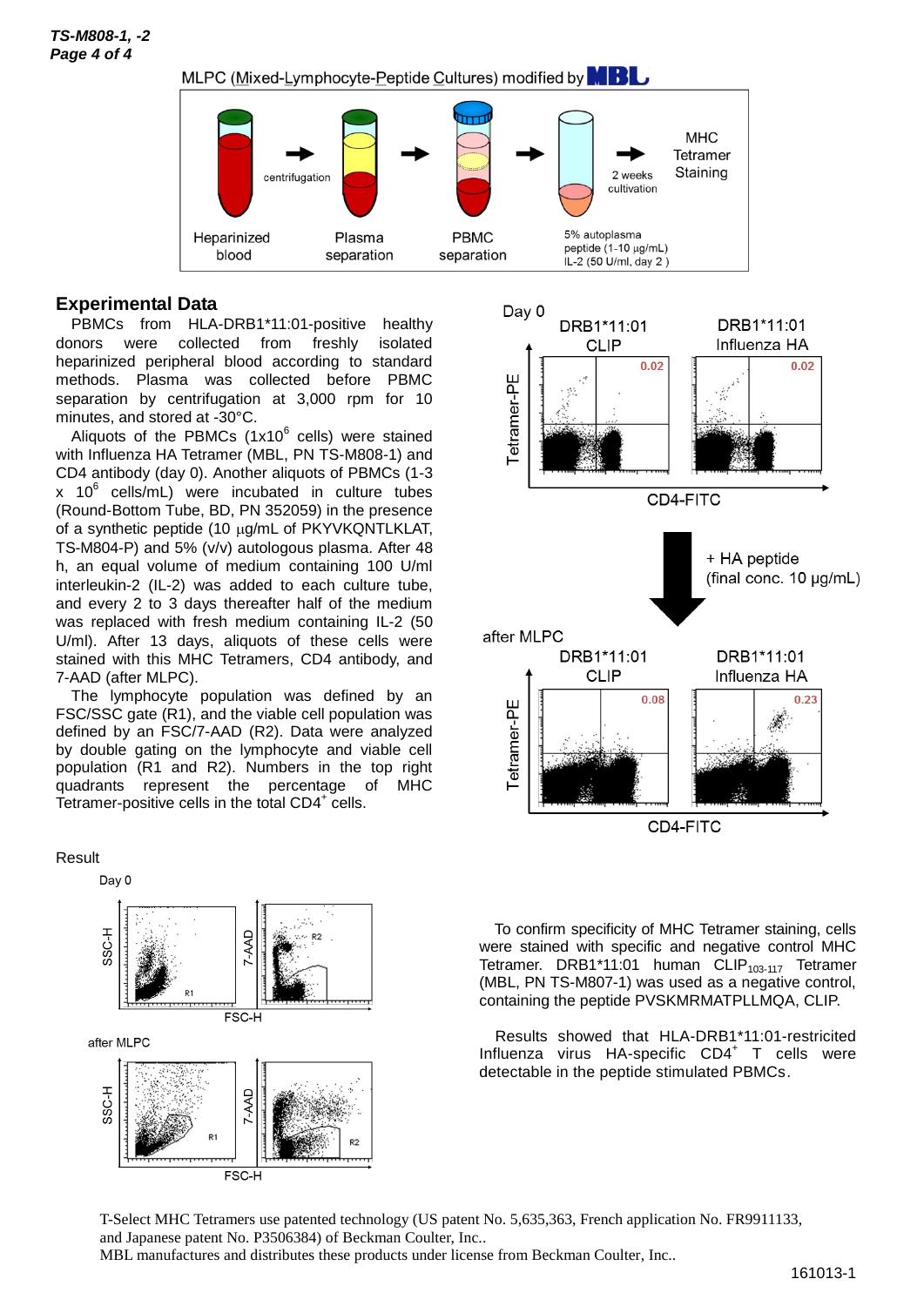MLPC (Mixed-Lymphocyte-Peptide Cultures) modified by MBL

Heparinized blood → centrifugation → Plasma separation → PBMC separation → 2 weeks cultivation → MHC Tetramer Staining

5% autoplasma
peptide (1-10 μg/mL)
IL-2 (50 U/ml, day 2 )

## Experimental Data

PBMCs from HLA-DRB1*11:01-positive healthy donors were collected from freshly isolated heparinized peripheral blood according to standard methods. Plasma was collected before PBMC separation by centrifugation at 3,000 rpm for 10 minutes, and stored at -30°C.

Aliquots of the PBMCs ($1x10^6$ cells) were stained with Influenza HA Tetramer (MBL, PN TS-M808-1) and CD4 antibody (day 0). Another aliquots of PBMCs (1-3 x $10^6$ cells/mL) were incubated in culture tubes (Round-Bottom Tube, BD, PN 352059) in the presence of a synthetic peptide (10 μg/mL of PKYVKQNTLKLAT, TS-M804-P) and 5% (v/v) autologous plasma. After 48 h, an equal volume of medium containing 100 U/ml interleukin-2 (IL-2) was added to each culture tube, and every 2 to 3 days thereafter half of the medium was replaced with fresh medium containing IL-2 (50 U/ml). After 13 days, aliquots of these cells were stained with this MHC Tetramers, CD4 antibody, and 7-AAD (after MLPC).

The lymphocyte population was defined by an FSC/SSC gate (R1), and the viable cell population was defined by an FSC/7-AAD (R2). Data were analyzed by double gating on the lymphocyte and viable cell population (R1 and R2). Numbers in the top right quadrants represent the percentage of MHC Tetramer-positive cells in the total $CD4^+$ cells.

Day 0
DRB1*11:01 CLIP
DRB1*11:01 Influenza HA
Tetramer-PE
0.02
0.02
CD4-FITC

+ HA peptide
(final conc. 10 μg/mL)

after MLPC
DRB1*11:01 CLIP
DRB1*11:01 Influenza HA
Tetramer-PE
0.08
0.23
CD4-FITC

Result

Day 0
SSC-H
R1
7-AAD
R2
FSC-H

after MLPC
SSC-H
R1
7-AAD
R2
FSC-H

To confirm specificity of MHC Tetramer staining, cells were stained with specific and negative control MHC Tetramer. DRB1*11:01 human $CLIP_{103-117}$ Tetramer (MBL, PN TS-M807-1) was used as a negative control, containing the peptide PVSKMRMATPLLMQA, CLIP.

Results showed that HLA-DRB1*11:01-restricited Influenza virus HA-specific $CD4^+$ T cells were detectable in the peptide stimulated PBMCs.

T-Select MHC Tetramers use patented technology (US patent No. 5,635,363, French application No. FR9911133, and Japanese patent No. P3506384) of Beckman Coulter, Inc..
MBL manufactures and distributes these products under license from Beckman Coulter, Inc..

161013-1